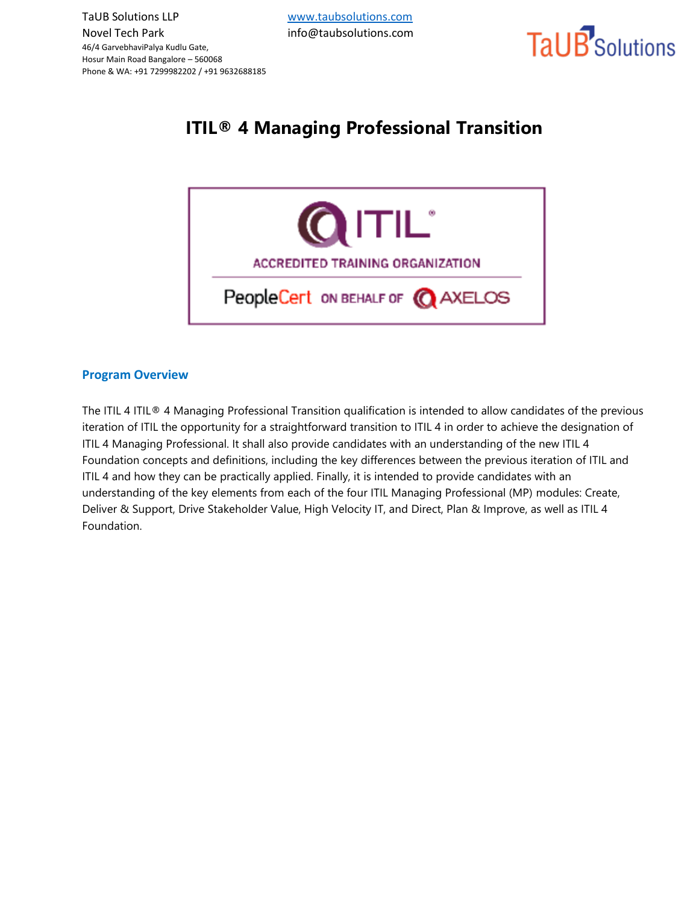TaUB Solutions LLP
Novel Tech Park
46/4 GarvebhaviPalya Kudlu Gate,
Hosur Main Road Bangalore – 560068
Phone & WA: +91 7299982202 / +91 9632688185

www.taubsolutions.com
info@taubsolutions.com

# ITIL® 4 Managing Professional Transition

## Program Overview

The ITIL 4 ITIL® 4 Managing Professional Transition qualification is intended to allow candidates of the previous iteration of ITIL the opportunity for a straightforward transition to ITIL 4 in order to achieve the designation of ITIL 4 Managing Professional. It shall also provide candidates with an understanding of the new ITIL 4 Foundation concepts and definitions, including the key differences between the previous iteration of ITIL and ITIL 4 and how they can be practically applied. Finally, it is intended to provide candidates with an understanding of the key elements from each of the four ITIL Managing Professional (MP) modules: Create, Deliver & Support, Drive Stakeholder Value, High Velocity IT, and Direct, Plan & Improve, as well as ITIL 4 Foundation.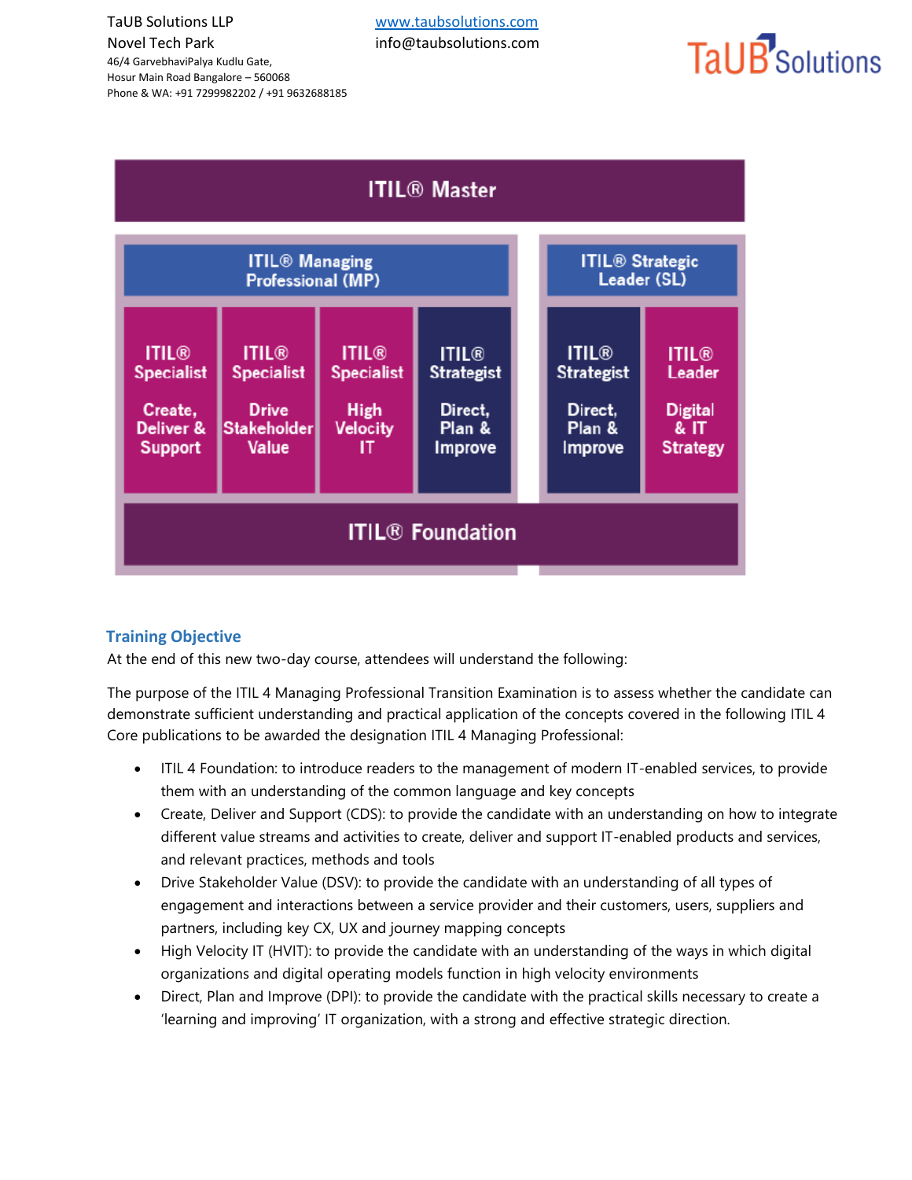| ITIL® Master | | | | | |
|---|---|---|---|---|---|
| ITIL® Managing Professional (MP) | | | | ITIL® Strategic Leader (SL) | |
| ITIL® Specialist Create, Deliver & Support | ITIL® Specialist Drive Stakeholder Value | ITIL® Specialist High Velocity IT | ITIL® Strategist Direct, Plan & Improve | ITIL® Strategist Direct, Plan & Improve | ITIL® Leader Digital & IT Strategy |
| ITIL® Foundation | | | | | |

## Training Objective

At the end of this new two-day course, attendees will understand the following:

The purpose of the ITIL 4 Managing Professional Transition Examination is to assess whether the candidate can demonstrate sufficient understanding and practical application of the concepts covered in the following ITIL 4 Core publications to be awarded the designation ITIL 4 Managing Professional:

- ITIL 4 Foundation: to introduce readers to the management of modern IT-enabled services, to provide them with an understanding of the common language and key concepts
- Create, Deliver and Support (CDS): to provide the candidate with an understanding on how to integrate different value streams and activities to create, deliver and support IT-enabled products and services, and relevant practices, methods and tools
- Drive Stakeholder Value (DSV): to provide the candidate with an understanding of all types of engagement and interactions between a service provider and their customers, users, suppliers and partners, including key CX, UX and journey mapping concepts
- High Velocity IT (HVIT): to provide the candidate with an understanding of the ways in which digital organizations and digital operating models function in high velocity environments
- Direct, Plan and Improve (DPI): to provide the candidate with the practical skills necessary to create a 'learning and improving' IT organization, with a strong and effective strategic direction.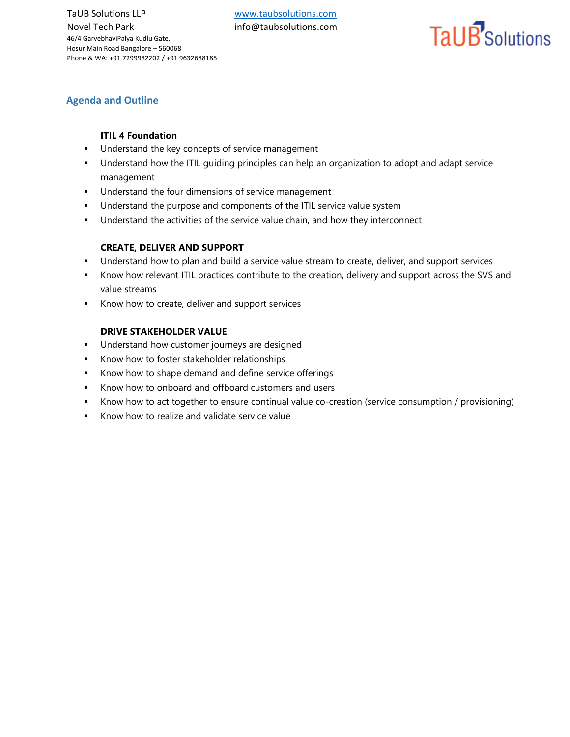## Agenda and Outline

**ITIL 4 Foundation**

- Understand the key concepts of service management
- Understand how the ITIL guiding principles can help an organization to adopt and adapt service management
- Understand the four dimensions of service management
- Understand the purpose and components of the ITIL service value system
- Understand the activities of the service value chain, and how they interconnect

**CREATE, DELIVER AND SUPPORT**

- Understand how to plan and build a service value stream to create, deliver, and support services
- Know how relevant ITIL practices contribute to the creation, delivery and support across the SVS and value streams
- Know how to create, deliver and support services

**DRIVE STAKEHOLDER VALUE**

- Understand how customer journeys are designed
- Know how to foster stakeholder relationships
- Know how to shape demand and define service offerings
- Know how to onboard and offboard customers and users
- Know how to act together to ensure continual value co-creation (service consumption / provisioning)
- Know how to realize and validate service value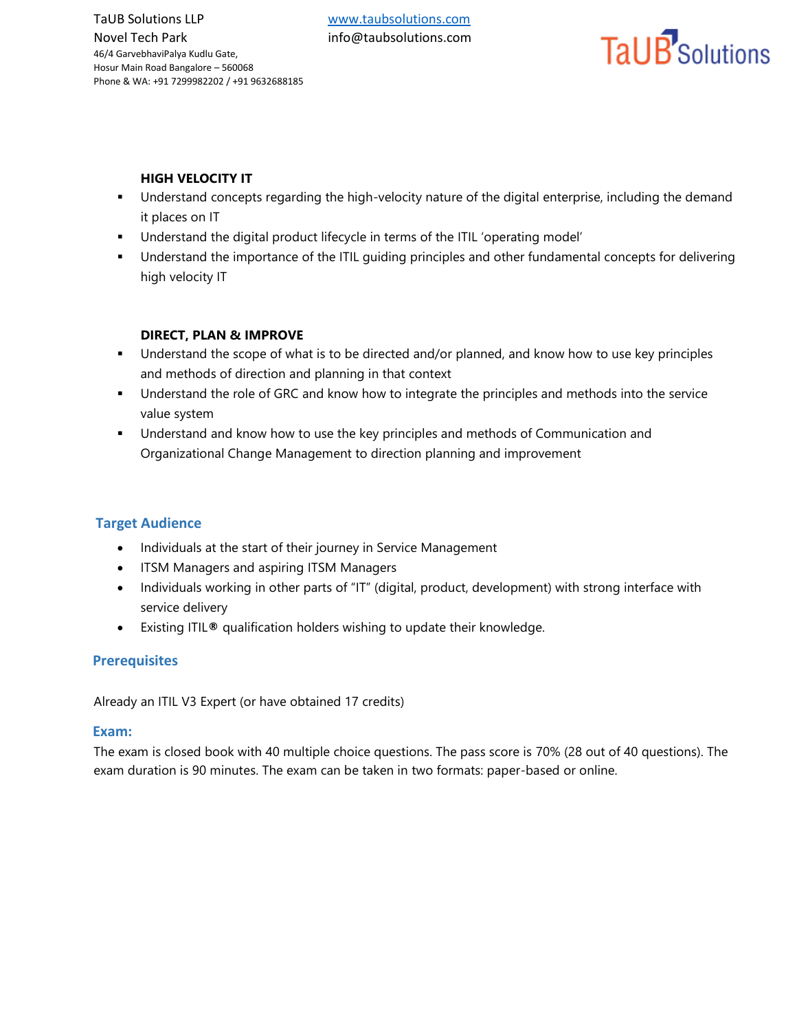**HIGH VELOCITY IT**

- Understand concepts regarding the high-velocity nature of the digital enterprise, including the demand it places on IT
- Understand the digital product lifecycle in terms of the ITIL 'operating model'
- Understand the importance of the ITIL guiding principles and other fundamental concepts for delivering high velocity IT

**DIRECT, PLAN & IMPROVE**

- Understand the scope of what is to be directed and/or planned, and know how to use key principles and methods of direction and planning in that context
- Understand the role of GRC and know how to integrate the principles and methods into the service value system
- Understand and know how to use the key principles and methods of Communication and Organizational Change Management to direction planning and improvement

## Target Audience

- Individuals at the start of their journey in Service Management
- ITSM Managers and aspiring ITSM Managers
- Individuals working in other parts of "IT" (digital, product, development) with strong interface with service delivery
- Existing ITIL® qualification holders wishing to update their knowledge.

## Prerequisites

Already an ITIL V3 Expert (or have obtained 17 credits)

## Exam:

The exam is closed book with 40 multiple choice questions. The pass score is 70% (28 out of 40 questions). The exam duration is 90 minutes. The exam can be taken in two formats: paper-based or online.